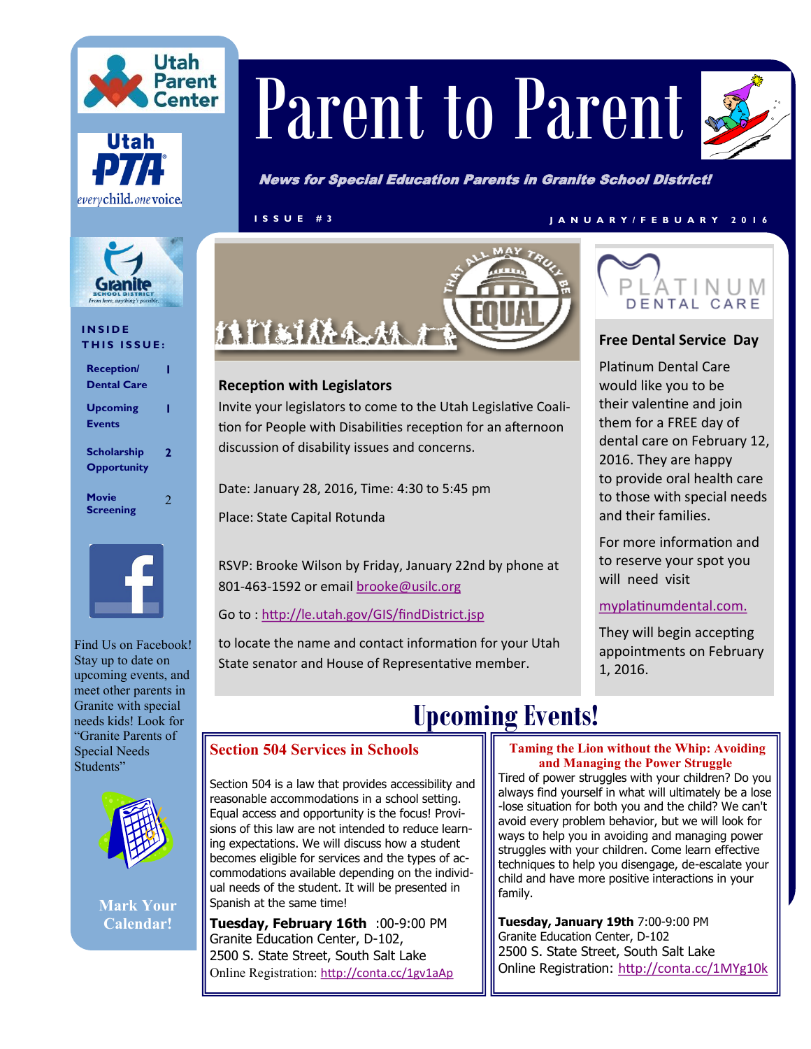# Parent to Parent

***News for Special Education Parents in Granite School District!***

ISSUE #3 — JANUARY/FEBUARY 2016

**INSIDE THIS ISSUE:**

| | |
|---|---|
| Reception/ Dental Care | 1 |
| Upcoming Events | 1 |
| Scholarship Opportunity | 2 |
| Movie Screening | 2 |

Find Us on Facebook! Stay up to date on upcoming events, and meet other parents in Granite with special needs kids! Look for "Granite Parents of Special Needs Students"

**Mark Your Calendar!**

## Reception with Legislators

Invite your legislators to come to the Utah Legislative Coalition for People with Disabilities reception for an afternoon discussion of disability issues and concerns.

Date: January 28, 2016, Time: 4:30 to 5:45 pm

Place: State Capital Rotunda

RSVP: Brooke Wilson by Friday, January 22nd by phone at 801-463-1592 or email brooke@usilc.org

Go to : http://le.utah.gov/GIS/findDistrict.jsp

to locate the name and contact information for your Utah State senator and House of Representative member.

## Free Dental Service Day

Platinum Dental Care would like you to be their valentine and join them for a FREE day of dental care on February 12, 2016. They are happy to provide oral health care to those with special needs and their families.

For more information and to reserve your spot you will need visit

myplatinumdental.com.

They will begin accepting appointments on February 1, 2016.

# Upcoming Events!

### Section 504 Services in Schools

Section 504 is a law that provides accessibility and reasonable accommodations in a school setting. Equal access and opportunity is the focus! Provisions of this law are not intended to reduce learning expectations. We will discuss how a student becomes eligible for services and the types of accommodations available depending on the individual needs of the student. It will be presented in Spanish at the same time!

**Tuesday, February 16th** :00-9:00 PM
Granite Education Center, D-102,
2500 S. State Street, South Salt Lake
Online Registration: http://conta.cc/1gv1aAp

### Taming the Lion without the Whip: Avoiding and Managing the Power Struggle

Tired of power struggles with your children? Do you always find yourself in what will ultimately be a lose-lose situation for both you and the child? We can't avoid every problem behavior, but we will look for ways to help you in avoiding and managing power struggles with your children. Come learn effective techniques to help you disengage, de-escalate your child and have more positive interactions in your family.

**Tuesday, January 19th** 7:00-9:00 PM
Granite Education Center, D-102
2500 S. State Street, South Salt Lake
Online Registration: http://conta.cc/1MYg10k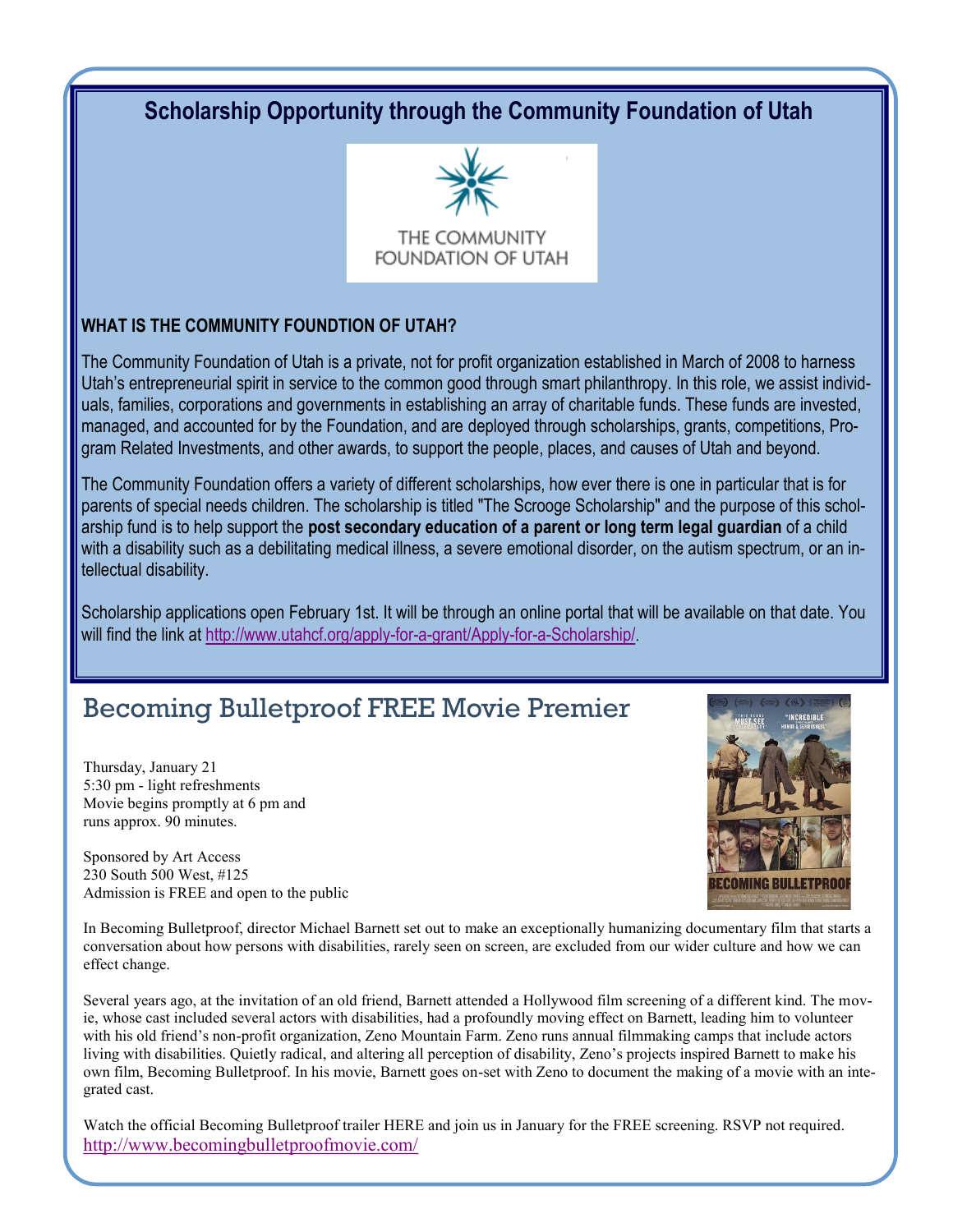## Scholarship Opportunity through the Community Foundation of Utah

THE COMMUNITY FOUNDATION OF UTAH

**WHAT IS THE COMMUNITY FOUNDTION OF UTAH?**

The Community Foundation of Utah is a private, not for profit organization established in March of 2008 to harness Utah's entrepreneurial spirit in service to the common good through smart philanthropy. In this role, we assist individuals, families, corporations and governments in establishing an array of charitable funds. These funds are invested, managed, and accounted for by the Foundation, and are deployed through scholarships, grants, competitions, Program Related Investments, and other awards, to support the people, places, and causes of Utah and beyond.

The Community Foundation offers a variety of different scholarships, how ever there is one in particular that is for parents of special needs children. The scholarship is titled "The Scrooge Scholarship" and the purpose of this scholarship fund is to help support the **post secondary education of a parent or long term legal guardian** of a child with a disability such as a debilitating medical illness, a severe emotional disorder, on the autism spectrum, or an intellectual disability.

Scholarship applications open February 1st. It will be through an online portal that will be available on that date. You will find the link at http://www.utahcf.org/apply-for-a-grant/Apply-for-a-Scholarship/.

## Becoming Bulletproof FREE Movie Premier

Thursday, January 21
5:30 pm - light refreshments
Movie begins promptly at 6 pm and runs approx. 90 minutes.

Sponsored by Art Access
230 South 500 West, #125
Admission is FREE and open to the public

In Becoming Bulletproof, director Michael Barnett set out to make an exceptionally humanizing documentary film that starts a conversation about how persons with disabilities, rarely seen on screen, are excluded from our wider culture and how we can effect change.

Several years ago, at the invitation of an old friend, Barnett attended a Hollywood film screening of a different kind. The movie, whose cast included several actors with disabilities, had a profoundly moving effect on Barnett, leading him to volunteer with his old friend's non-profit organization, Zeno Mountain Farm. Zeno runs annual filmmaking camps that include actors living with disabilities. Quietly radical, and altering all perception of disability, Zeno's projects inspired Barnett to make his own film, Becoming Bulletproof. In his movie, Barnett goes on-set with Zeno to document the making of a movie with an integrated cast.

Watch the official Becoming Bulletproof trailer HERE and join us in January for the FREE screening. RSVP not required.
http://www.becomingbulletproofmovie.com/